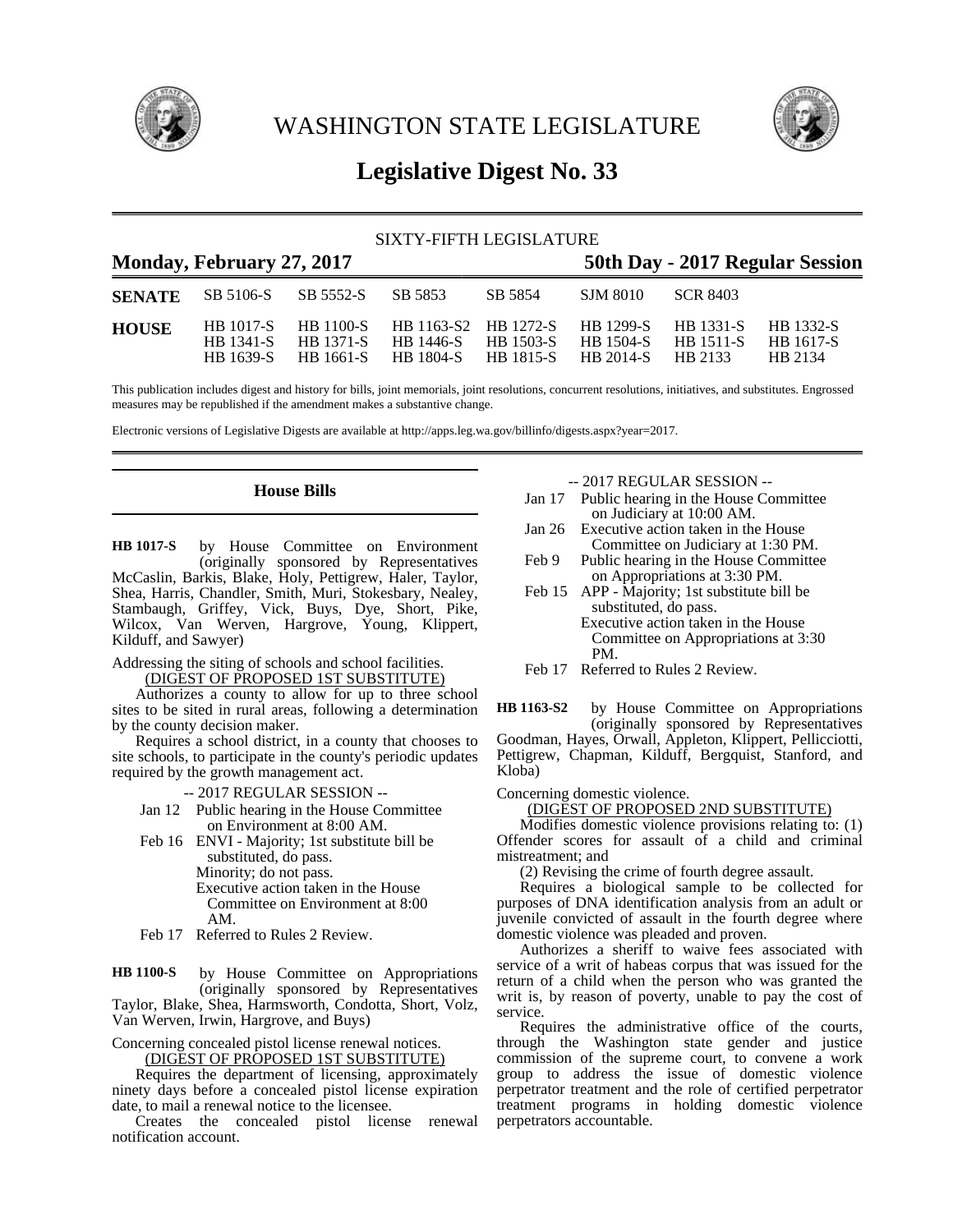# WASHINGTON STATE LEGISLATURE

## Legislative Digest No. 33

SIXTY-FIFTH LEGISLATURE

**Monday, February 27, 2017** **50th Day - 2017 Regular Session**

| | | | | | | | |
|---|---|---|---|---|---|---|---|
| **SENATE** | SB 5106-S | SB 5552-S | SB 5853 | SB 5854 | SJM 8010 | SCR 8403 | |
| **HOUSE** | HB 1017-S | HB 1100-S | HB 1163-S2 | HB 1272-S | HB 1299-S | HB 1331-S | HB 1332-S |
| | HB 1341-S | HB 1371-S | HB 1446-S | HB 1503-S | HB 1504-S | HB 1511-S | HB 1617-S |
| | HB 1639-S | HB 1661-S | HB 1804-S | HB 1815-S | HB 2014-S | HB 2133 | HB 2134 |

This publication includes digest and history for bills, joint memorials, joint resolutions, concurrent resolutions, initiatives, and substitutes. Engrossed measures may be republished if the amendment makes a substantive change.

Electronic versions of Legislative Digests are available at http://apps.leg.wa.gov/billinfo/digests.aspx?year=2017.

### House Bills

**HB 1017-S** by House Committee on Environment (originally sponsored by Representatives McCaslin, Barkis, Blake, Holy, Pettigrew, Haler, Taylor, Shea, Harris, Chandler, Smith, Muri, Stokesbary, Nealey, Stambaugh, Griffey, Vick, Buys, Dye, Short, Pike, Wilcox, Van Werven, Hargrove, Young, Klippert, Kilduff, and Sawyer)

Addressing the siting of schools and school facilities.

(DIGEST OF PROPOSED 1ST SUBSTITUTE)

Authorizes a county to allow for up to three school sites to be sited in rural areas, following a determination by the county decision maker.

Requires a school district, in a county that chooses to site schools, to participate in the county's periodic updates required by the growth management act.

-- 2017 REGULAR SESSION --

- Jan 12 Public hearing in the House Committee on Environment at 8:00 AM.
- Feb 16 ENVI - Majority; 1st substitute bill be substituted, do pass.
  Minority; do not pass.
  Executive action taken in the House Committee on Environment at 8:00 AM.
- Feb 17 Referred to Rules 2 Review.

**HB 1100-S** by House Committee on Appropriations (originally sponsored by Representatives Taylor, Blake, Shea, Harmsworth, Condotta, Short, Volz, Van Werven, Irwin, Hargrove, and Buys)

Concerning concealed pistol license renewal notices.

(DIGEST OF PROPOSED 1ST SUBSTITUTE)

Requires the department of licensing, approximately ninety days before a concealed pistol license expiration date, to mail a renewal notice to the licensee.

Creates the concealed pistol license renewal notification account.

-- 2017 REGULAR SESSION --

- Jan 17 Public hearing in the House Committee on Judiciary at 10:00 AM.
- Jan 26 Executive action taken in the House Committee on Judiciary at 1:30 PM.
- Feb 9 Public hearing in the House Committee on Appropriations at 3:30 PM.
- Feb 15 APP - Majority; 1st substitute bill be substituted, do pass.
  Executive action taken in the House Committee on Appropriations at 3:30 PM.
- Feb 17 Referred to Rules 2 Review.

**HB 1163-S2** by House Committee on Appropriations (originally sponsored by Representatives Goodman, Hayes, Orwall, Appleton, Klippert, Pellicciotti, Pettigrew, Chapman, Kilduff, Bergquist, Stanford, and Kloba)

Concerning domestic violence.

(DIGEST OF PROPOSED 2ND SUBSTITUTE)

Modifies domestic violence provisions relating to: (1) Offender scores for assault of a child and criminal mistreatment; and

(2) Revising the crime of fourth degree assault.

Requires a biological sample to be collected for purposes of DNA identification analysis from an adult or juvenile convicted of assault in the fourth degree where domestic violence was pleaded and proven.

Authorizes a sheriff to waive fees associated with service of a writ of habeas corpus that was issued for the return of a child when the person who was granted the writ is, by reason of poverty, unable to pay the cost of service.

Requires the administrative office of the courts, through the Washington state gender and justice commission of the supreme court, to convene a work group to address the issue of domestic violence perpetrator treatment and the role of certified perpetrator treatment programs in holding domestic violence perpetrators accountable.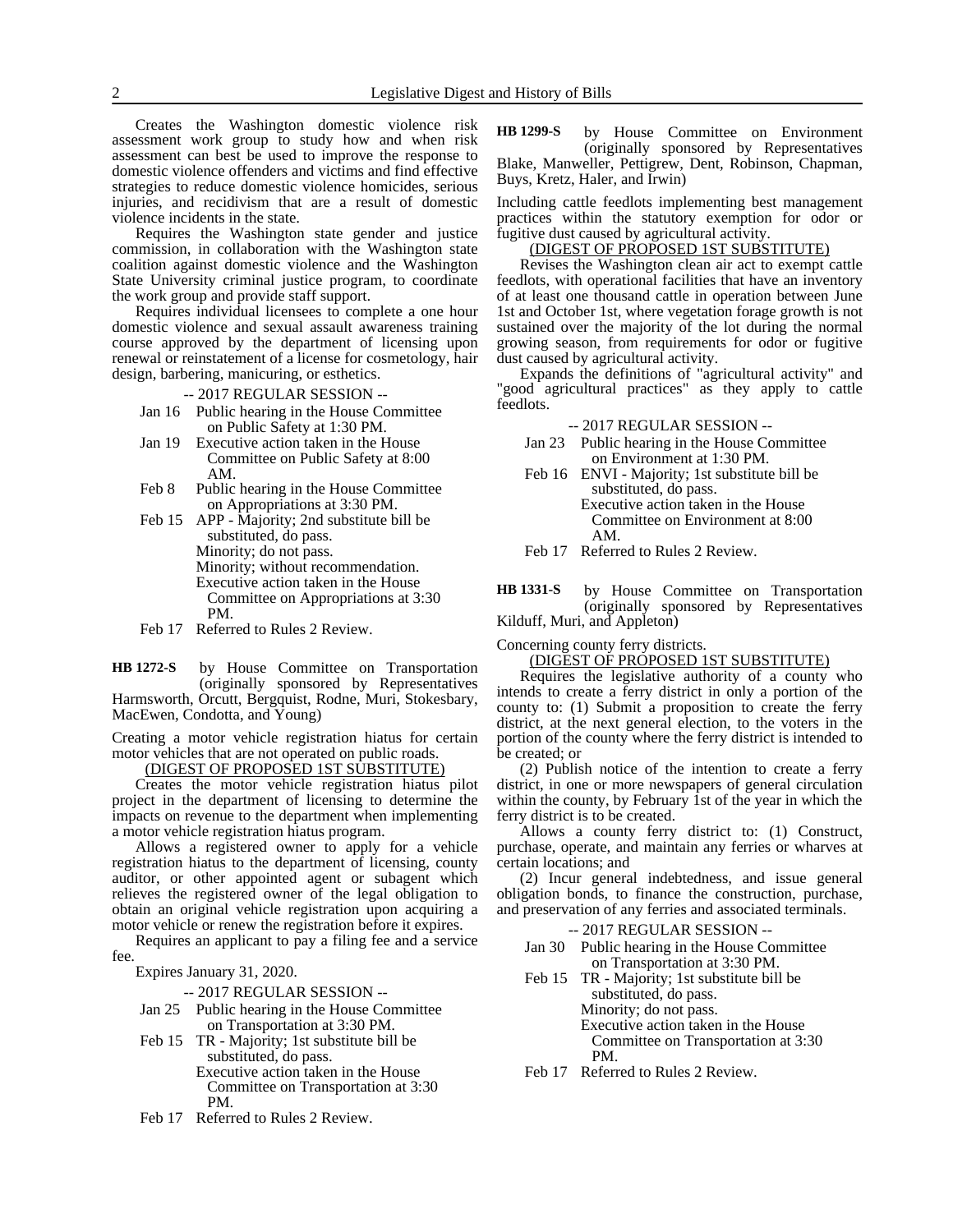Creates the Washington domestic violence risk assessment work group to study how and when risk assessment can best be used to improve the response to domestic violence offenders and victims and find effective strategies to reduce domestic violence homicides, serious injuries, and recidivism that are a result of domestic violence incidents in the state.

Requires the Washington state gender and justice commission, in collaboration with the Washington state coalition against domestic violence and the Washington State University criminal justice program, to coordinate the work group and provide staff support.

Requires individual licensees to complete a one hour domestic violence and sexual assault awareness training course approved by the department of licensing upon renewal or reinstatement of a license for cosmetology, hair design, barbering, manicuring, or esthetics.

-- 2017 REGULAR SESSION --

- Jan 16 Public hearing in the House Committee on Public Safety at 1:30 PM.
- Jan 19 Executive action taken in the House Committee on Public Safety at 8:00 AM.
- Feb 8 Public hearing in the House Committee on Appropriations at 3:30 PM.
- Feb 15 APP - Majority; 2nd substitute bill be substituted, do pass.
  Minority; do not pass.
  Minority; without recommendation.
  Executive action taken in the House Committee on Appropriations at 3:30 PM.
- Feb 17 Referred to Rules 2 Review.

**HB 1272-S** by House Committee on Transportation (originally sponsored by Representatives Harmsworth, Orcutt, Bergquist, Rodne, Muri, Stokesbary, MacEwen, Condotta, and Young)

Creating a motor vehicle registration hiatus for certain motor vehicles that are not operated on public roads.

(DIGEST OF PROPOSED 1ST SUBSTITUTE)

Creates the motor vehicle registration hiatus pilot project in the department of licensing to determine the impacts on revenue to the department when implementing a motor vehicle registration hiatus program.

Allows a registered owner to apply for a vehicle registration hiatus to the department of licensing, county auditor, or other appointed agent or subagent which relieves the registered owner of the legal obligation to obtain an original vehicle registration upon acquiring a motor vehicle or renew the registration before it expires.

Requires an applicant to pay a filing fee and a service fee.

Expires January 31, 2020.

-- 2017 REGULAR SESSION --

- Jan 25 Public hearing in the House Committee on Transportation at 3:30 PM.
- Feb 15 TR - Majority; 1st substitute bill be substituted, do pass.
  Executive action taken in the House Committee on Transportation at 3:30 PM.
- Feb 17 Referred to Rules 2 Review.

**HB 1299-S** by House Committee on Environment (originally sponsored by Representatives Blake, Manweller, Pettigrew, Dent, Robinson, Chapman, Buys, Kretz, Haler, and Irwin)

Including cattle feedlots implementing best management practices within the statutory exemption for odor or fugitive dust caused by agricultural activity.

(DIGEST OF PROPOSED 1ST SUBSTITUTE)

Revises the Washington clean air act to exempt cattle feedlots, with operational facilities that have an inventory of at least one thousand cattle in operation between June 1st and October 1st, where vegetation forage growth is not sustained over the majority of the lot during the normal growing season, from requirements for odor or fugitive dust caused by agricultural activity.

Expands the definitions of "agricultural activity" and "good agricultural practices" as they apply to cattle feedlots.

-- 2017 REGULAR SESSION --

- Jan 23 Public hearing in the House Committee on Environment at 1:30 PM.
- Feb 16 ENVI - Majority; 1st substitute bill be substituted, do pass.
  Executive action taken in the House Committee on Environment at 8:00 AM.
- Feb 17 Referred to Rules 2 Review.

**HB 1331-S** by House Committee on Transportation (originally sponsored by Representatives Kilduff, Muri, and Appleton)

Concerning county ferry districts.

(DIGEST OF PROPOSED 1ST SUBSTITUTE)

Requires the legislative authority of a county who intends to create a ferry district in only a portion of the county to: (1) Submit a proposition to create the ferry district, at the next general election, to the voters in the portion of the county where the ferry district is intended to be created; or

(2) Publish notice of the intention to create a ferry district, in one or more newspapers of general circulation within the county, by February 1st of the year in which the ferry district is to be created.

Allows a county ferry district to: (1) Construct, purchase, operate, and maintain any ferries or wharves at certain locations; and

(2) Incur general indebtedness, and issue general obligation bonds, to finance the construction, purchase, and preservation of any ferries and associated terminals.

-- 2017 REGULAR SESSION --

- Jan 30 Public hearing in the House Committee on Transportation at 3:30 PM.
- Feb 15 TR - Majority; 1st substitute bill be substituted, do pass.
  Minority; do not pass.
  Executive action taken in the House Committee on Transportation at 3:30 PM.
- Feb 17 Referred to Rules 2 Review.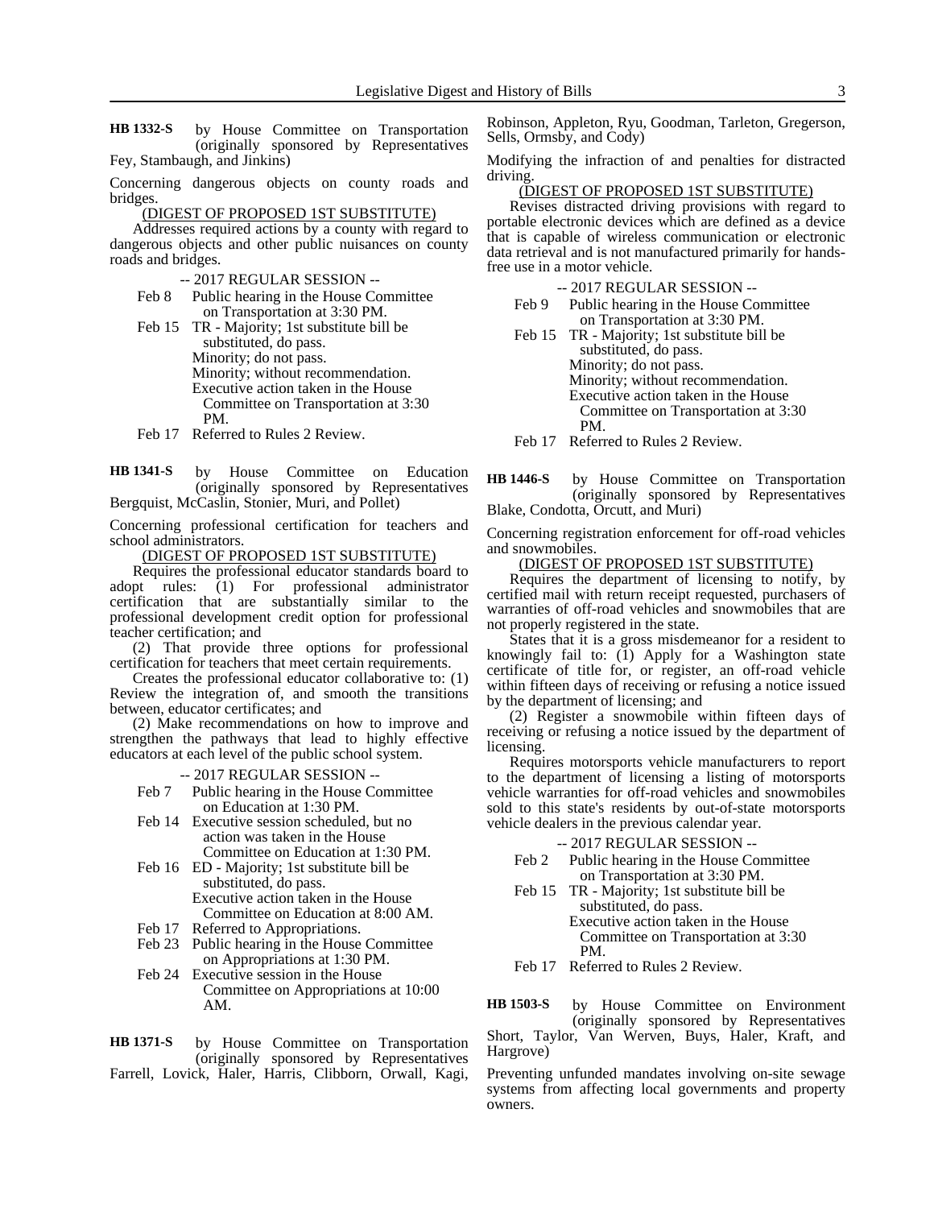**HB 1332-S** by House Committee on Transportation (originally sponsored by Representatives Fey, Stambaugh, and Jinkins)

Concerning dangerous objects on county roads and bridges.

(DIGEST OF PROPOSED 1ST SUBSTITUTE)

Addresses required actions by a county with regard to dangerous objects and other public nuisances on county roads and bridges.

-- 2017 REGULAR SESSION --

- Feb 8 Public hearing in the House Committee on Transportation at 3:30 PM.
- Feb 15 TR - Majority; 1st substitute bill be substituted, do pass.
  Minority; do not pass.
  Minority; without recommendation.
  Executive action taken in the House Committee on Transportation at 3:30 PM.
- Feb 17 Referred to Rules 2 Review.

**HB 1341-S** by House Committee on Education (originally sponsored by Representatives Bergquist, McCaslin, Stonier, Muri, and Pollet)

Concerning professional certification for teachers and school administrators.

(DIGEST OF PROPOSED 1ST SUBSTITUTE)

Requires the professional educator standards board to adopt rules: (1) For professional administrator certification that are substantially similar to the professional development credit option for professional teacher certification; and

(2) That provide three options for professional certification for teachers that meet certain requirements.

Creates the professional educator collaborative to: (1) Review the integration of, and smooth the transitions between, educator certificates; and

(2) Make recommendations on how to improve and strengthen the pathways that lead to highly effective educators at each level of the public school system.

-- 2017 REGULAR SESSION --

- Feb 7 Public hearing in the House Committee on Education at 1:30 PM.
- Feb 14 Executive session scheduled, but no action was taken in the House Committee on Education at 1:30 PM.
- Feb 16 ED - Majority; 1st substitute bill be substituted, do pass.
  Executive action taken in the House Committee on Education at 8:00 AM.
- Feb 17 Referred to Appropriations.
- Feb 23 Public hearing in the House Committee on Appropriations at 1:30 PM.
- Feb 24 Executive session in the House Committee on Appropriations at 10:00 AM.

**HB 1371-S** by House Committee on Transportation (originally sponsored by Representatives Farrell, Lovick, Haler, Harris, Clibborn, Orwall, Kagi, Robinson, Appleton, Ryu, Goodman, Tarleton, Gregerson, Sells, Ormsby, and Cody)

Modifying the infraction of and penalties for distracted driving.

(DIGEST OF PROPOSED 1ST SUBSTITUTE)

Revises distracted driving provisions with regard to portable electronic devices which are defined as a device that is capable of wireless communication or electronic data retrieval and is not manufactured primarily for hands-free use in a motor vehicle.

-- 2017 REGULAR SESSION --

- Feb 9 Public hearing in the House Committee on Transportation at 3:30 PM.
- Feb 15 TR - Majority; 1st substitute bill be substituted, do pass.
  Minority; do not pass.
  Minority; without recommendation.
  Executive action taken in the House Committee on Transportation at 3:30 PM.
- Feb 17 Referred to Rules 2 Review.

**HB 1446-S** by House Committee on Transportation (originally sponsored by Representatives Blake, Condotta, Orcutt, and Muri)

Concerning registration enforcement for off-road vehicles and snowmobiles.

(DIGEST OF PROPOSED 1ST SUBSTITUTE)

Requires the department of licensing to notify, by certified mail with return receipt requested, purchasers of warranties of off-road vehicles and snowmobiles that are not properly registered in the state.

States that it is a gross misdemeanor for a resident to knowingly fail to: (1) Apply for a Washington state certificate of title for, or register, an off-road vehicle within fifteen days of receiving or refusing a notice issued by the department of licensing; and

(2) Register a snowmobile within fifteen days of receiving or refusing a notice issued by the department of licensing.

Requires motorsports vehicle manufacturers to report to the department of licensing a listing of motorsports vehicle warranties for off-road vehicles and snowmobiles sold to this state's residents by out-of-state motorsports vehicle dealers in the previous calendar year.

-- 2017 REGULAR SESSION --

- Feb 2 Public hearing in the House Committee on Transportation at 3:30 PM.
- Feb 15 TR - Majority; 1st substitute bill be substituted, do pass.
  Executive action taken in the House Committee on Transportation at 3:30 PM.
- Feb 17 Referred to Rules 2 Review.

**HB 1503-S** by House Committee on Environment (originally sponsored by Representatives Short, Taylor, Van Werven, Buys, Haler, Kraft, and Hargrove)

Preventing unfunded mandates involving on-site sewage systems from affecting local governments and property owners.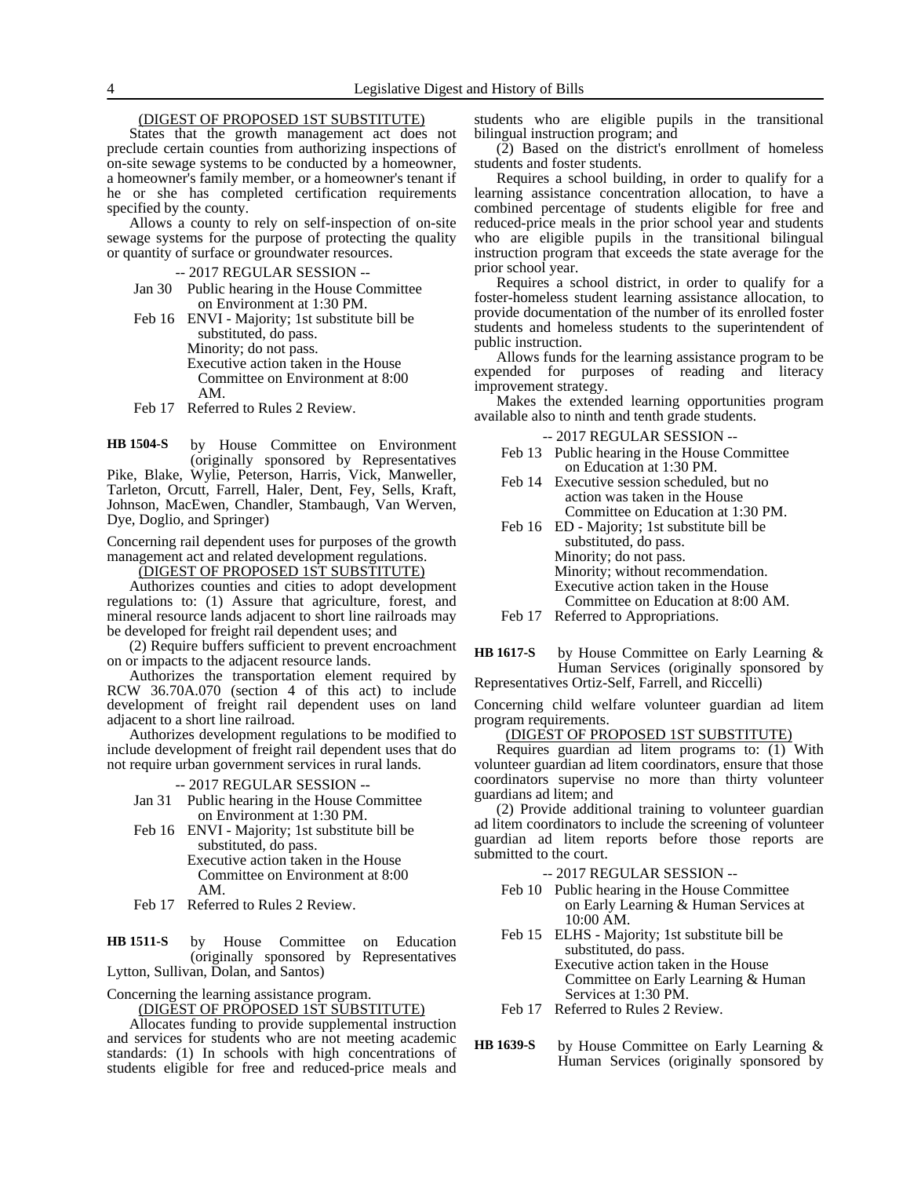(DIGEST OF PROPOSED 1ST SUBSTITUTE)

States that the growth management act does not preclude certain counties from authorizing inspections of on-site sewage systems to be conducted by a homeowner, a homeowner's family member, or a homeowner's tenant if he or she has completed certification requirements specified by the county.

Allows a county to rely on self-inspection of on-site sewage systems for the purpose of protecting the quality or quantity of surface or groundwater resources.

-- 2017 REGULAR SESSION --

- Jan 30 Public hearing in the House Committee on Environment at 1:30 PM.
- Feb 16 ENVI - Majority; 1st substitute bill be substituted, do pass.
  Minority; do not pass.
  Executive action taken in the House Committee on Environment at 8:00 AM.
- Feb 17 Referred to Rules 2 Review.

**HB 1504-S** by House Committee on Environment (originally sponsored by Representatives Pike, Blake, Wylie, Peterson, Harris, Vick, Manweller, Tarleton, Orcutt, Farrell, Haler, Dent, Fey, Sells, Kraft, Johnson, MacEwen, Chandler, Stambaugh, Van Werven, Dye, Doglio, and Springer)

Concerning rail dependent uses for purposes of the growth management act and related development regulations.

(DIGEST OF PROPOSED 1ST SUBSTITUTE)

Authorizes counties and cities to adopt development regulations to: (1) Assure that agriculture, forest, and mineral resource lands adjacent to short line railroads may be developed for freight rail dependent uses; and

(2) Require buffers sufficient to prevent encroachment on or impacts to the adjacent resource lands.

Authorizes the transportation element required by RCW 36.70A.070 (section 4 of this act) to include development of freight rail dependent uses on land adjacent to a short line railroad.

Authorizes development regulations to be modified to include development of freight rail dependent uses that do not require urban government services in rural lands.

-- 2017 REGULAR SESSION --

- Jan 31 Public hearing in the House Committee on Environment at 1:30 PM.
- Feb 16 ENVI - Majority; 1st substitute bill be substituted, do pass.
  Executive action taken in the House Committee on Environment at 8:00 AM.
- Feb 17 Referred to Rules 2 Review.

**HB 1511-S** by House Committee on Education (originally sponsored by Representatives Lytton, Sullivan, Dolan, and Santos)

Concerning the learning assistance program.

(DIGEST OF PROPOSED 1ST SUBSTITUTE)

Allocates funding to provide supplemental instruction and services for students who are not meeting academic standards: (1) In schools with high concentrations of students eligible for free and reduced-price meals and students who are eligible pupils in the transitional bilingual instruction program; and

(2) Based on the district's enrollment of homeless students and foster students.

Requires a school building, in order to qualify for a learning assistance concentration allocation, to have a combined percentage of students eligible for free and reduced-price meals in the prior school year and students who are eligible pupils in the transitional bilingual instruction program that exceeds the state average for the prior school year.

Requires a school district, in order to qualify for a foster-homeless student learning assistance allocation, to provide documentation of the number of its enrolled foster students and homeless students to the superintendent of public instruction.

Allows funds for the learning assistance program to be expended for purposes of reading and literacy improvement strategy.

Makes the extended learning opportunities program available also to ninth and tenth grade students.

-- 2017 REGULAR SESSION --

- Feb 13 Public hearing in the House Committee on Education at 1:30 PM.
- Feb 14 Executive session scheduled, but no action was taken in the House Committee on Education at 1:30 PM.
- Feb 16 ED - Majority; 1st substitute bill be substituted, do pass.
  Minority; do not pass.
  Minority; without recommendation.
  Executive action taken in the House Committee on Education at 8:00 AM.
- Feb 17 Referred to Appropriations.

**HB 1617-S** by House Committee on Early Learning & Human Services (originally sponsored by Representatives Ortiz-Self, Farrell, and Riccelli)

Concerning child welfare volunteer guardian ad litem program requirements.

(DIGEST OF PROPOSED 1ST SUBSTITUTE)

Requires guardian ad litem programs to: (1) With volunteer guardian ad litem coordinators, ensure that those coordinators supervise no more than thirty volunteer guardians ad litem; and

(2) Provide additional training to volunteer guardian ad litem coordinators to include the screening of volunteer guardian ad litem reports before those reports are submitted to the court.

-- 2017 REGULAR SESSION --

- Feb 10 Public hearing in the House Committee on Early Learning & Human Services at 10:00 AM.
- Feb 15 ELHS - Majority; 1st substitute bill be substituted, do pass.
  Executive action taken in the House Committee on Early Learning & Human Services at 1:30 PM.
- Feb 17 Referred to Rules 2 Review.

**HB 1639-S** by House Committee on Early Learning & Human Services (originally sponsored by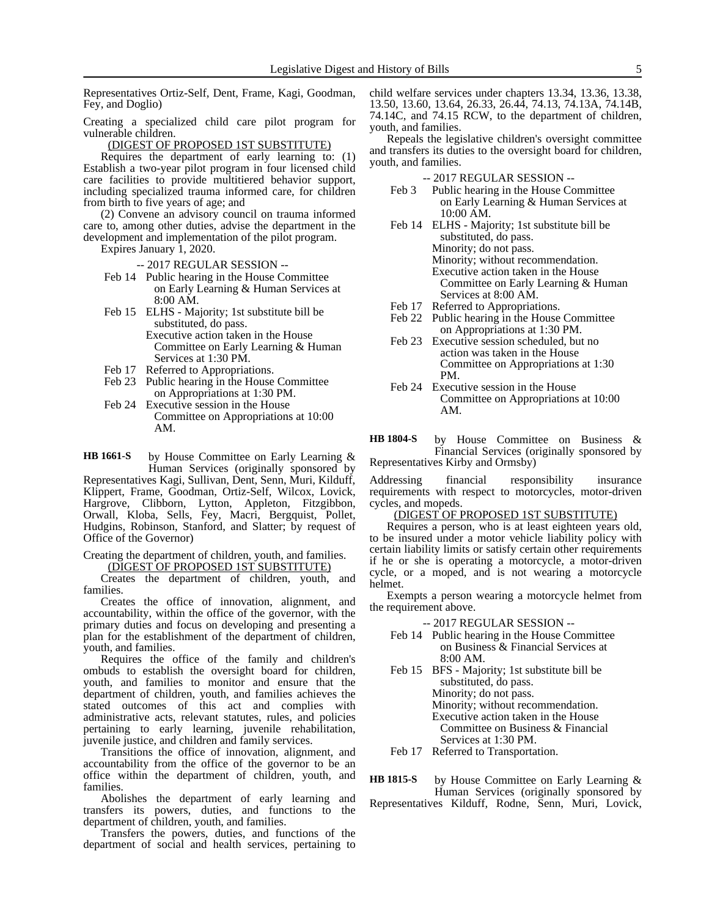Representatives Ortiz-Self, Dent, Frame, Kagi, Goodman, Fey, and Doglio)

Creating a specialized child care pilot program for vulnerable children.

(DIGEST OF PROPOSED 1ST SUBSTITUTE)

Requires the department of early learning to: (1) Establish a two-year pilot program in four licensed child care facilities to provide multitiered behavior support, including specialized trauma informed care, for children from birth to five years of age; and

(2) Convene an advisory council on trauma informed care to, among other duties, advise the department in the development and implementation of the pilot program.

Expires January 1, 2020.

-- 2017 REGULAR SESSION --

- Feb 14 Public hearing in the House Committee on Early Learning & Human Services at 8:00 AM.
- Feb 15 ELHS - Majority; 1st substitute bill be substituted, do pass.
  Executive action taken in the House Committee on Early Learning & Human Services at 1:30 PM.
- Feb 17 Referred to Appropriations.
- Feb 23 Public hearing in the House Committee on Appropriations at 1:30 PM.
- Feb 24 Executive session in the House Committee on Appropriations at 10:00 AM.

**HB 1661-S** by House Committee on Early Learning & Human Services (originally sponsored by Representatives Kagi, Sullivan, Dent, Senn, Muri, Kilduff, Klippert, Frame, Goodman, Ortiz-Self, Wilcox, Lovick, Hargrove, Clibborn, Lytton, Appleton, Fitzgibbon, Orwall, Kloba, Sells, Fey, Macri, Bergquist, Pollet, Hudgins, Robinson, Stanford, and Slatter; by request of Office of the Governor)

Creating the department of children, youth, and families.

(DIGEST OF PROPOSED 1ST SUBSTITUTE)

Creates the department of children, youth, and families.

Creates the office of innovation, alignment, and accountability, within the office of the governor, with the primary duties and focus on developing and presenting a plan for the establishment of the department of children, youth, and families.

Requires the office of the family and children's ombuds to establish the oversight board for children, youth, and families to monitor and ensure that the department of children, youth, and families achieves the stated outcomes of this act and complies with administrative acts, relevant statutes, rules, and policies pertaining to early learning, juvenile rehabilitation, juvenile justice, and children and family services.

Transitions the office of innovation, alignment, and accountability from the office of the governor to be an office within the department of children, youth, and families.

Abolishes the department of early learning and transfers its powers, duties, and functions to the department of children, youth, and families.

Transfers the powers, duties, and functions of the department of social and health services, pertaining to child welfare services under chapters 13.34, 13.36, 13.38, 13.50, 13.60, 13.64, 26.33, 26.44, 74.13, 74.13A, 74.14B, 74.14C, and 74.15 RCW, to the department of children, youth, and families.

Repeals the legislative children's oversight committee and transfers its duties to the oversight board for children, youth, and families.

-- 2017 REGULAR SESSION --

- Feb 3 Public hearing in the House Committee on Early Learning & Human Services at 10:00 AM.
- Feb 14 ELHS - Majority; 1st substitute bill be substituted, do pass.
  Minority; do not pass.
  Minority; without recommendation.
  Executive action taken in the House Committee on Early Learning & Human Services at 8:00 AM.
- Feb 17 Referred to Appropriations.
- Feb 22 Public hearing in the House Committee on Appropriations at 1:30 PM.
- Feb 23 Executive session scheduled, but no action was taken in the House Committee on Appropriations at 1:30 PM.
- Feb 24 Executive session in the House Committee on Appropriations at 10:00 AM.

**HB 1804-S** by House Committee on Business & Financial Services (originally sponsored by Representatives Kirby and Ormsby)

Addressing financial responsibility insurance requirements with respect to motorcycles, motor-driven cycles, and mopeds.

(DIGEST OF PROPOSED 1ST SUBSTITUTE)

Requires a person, who is at least eighteen years old, to be insured under a motor vehicle liability policy with certain liability limits or satisfy certain other requirements if he or she is operating a motorcycle, a motor-driven cycle, or a moped, and is not wearing a motorcycle helmet.

Exempts a person wearing a motorcycle helmet from the requirement above.

-- 2017 REGULAR SESSION --

- Feb 14 Public hearing in the House Committee on Business & Financial Services at 8:00 AM.
- Feb 15 BFS - Majority; 1st substitute bill be substituted, do pass.
  Minority; do not pass.
  Minority; without recommendation.
  Executive action taken in the House Committee on Business & Financial Services at 1:30 PM.
- Feb 17 Referred to Transportation.

**HB 1815-S** by House Committee on Early Learning & Human Services (originally sponsored by Representatives Kilduff, Rodne, Senn, Muri, Lovick,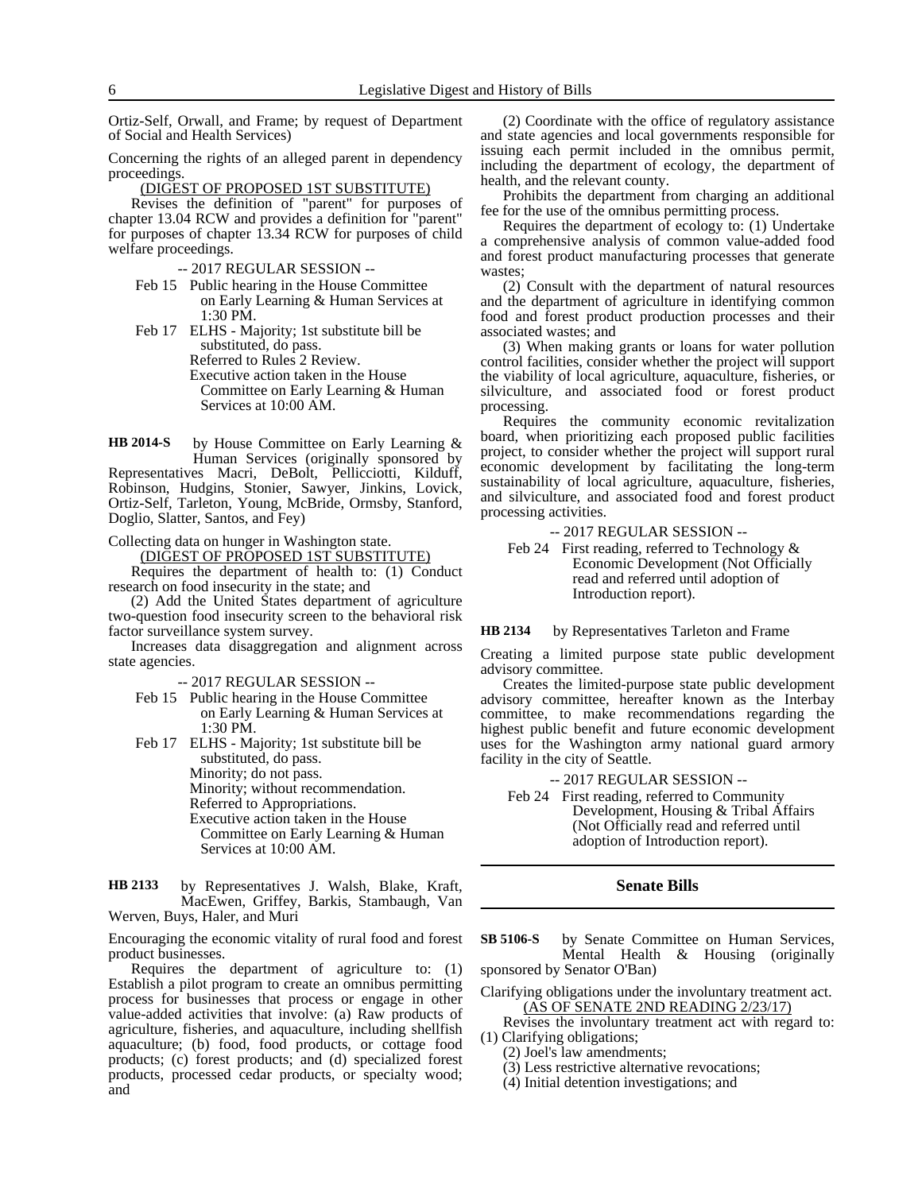Ortiz-Self, Orwall, and Frame; by request of Department of Social and Health Services)

Concerning the rights of an alleged parent in dependency proceedings.

(DIGEST OF PROPOSED 1ST SUBSTITUTE)

Revises the definition of "parent" for purposes of chapter 13.04 RCW and provides a definition for "parent" for purposes of chapter 13.34 RCW for purposes of child welfare proceedings.

-- 2017 REGULAR SESSION --

Feb 15 Public hearing in the House Committee on Early Learning & Human Services at 1:30 PM.

Feb 17 ELHS - Majority; 1st substitute bill be substituted, do pass.
Referred to Rules 2 Review.
Executive action taken in the House Committee on Early Learning & Human Services at 10:00 AM.

**HB 2014-S** by House Committee on Early Learning & Human Services (originally sponsored by Representatives Macri, DeBolt, Pellicciotti, Kilduff, Robinson, Hudgins, Stonier, Sawyer, Jinkins, Lovick, Ortiz-Self, Tarleton, Young, McBride, Ormsby, Stanford, Doglio, Slatter, Santos, and Fey)

Collecting data on hunger in Washington state.

(DIGEST OF PROPOSED 1ST SUBSTITUTE)

Requires the department of health to: (1) Conduct research on food insecurity in the state; and

(2) Add the United States department of agriculture two-question food insecurity screen to the behavioral risk factor surveillance system survey.

Increases data disaggregation and alignment across state agencies.

-- 2017 REGULAR SESSION --

Feb 15 Public hearing in the House Committee on Early Learning & Human Services at 1:30 PM.

Feb 17 ELHS - Majority; 1st substitute bill be substituted, do pass.
Minority; do not pass.
Minority; without recommendation.
Referred to Appropriations.
Executive action taken in the House Committee on Early Learning & Human Services at 10:00 AM.

**HB 2133** by Representatives J. Walsh, Blake, Kraft, MacEwen, Griffey, Barkis, Stambaugh, Van Werven, Buys, Haler, and Muri

Encouraging the economic vitality of rural food and forest product businesses.

Requires the department of agriculture to: (1) Establish a pilot program to create an omnibus permitting process for businesses that process or engage in other value-added activities that involve: (a) Raw products of agriculture, fisheries, and aquaculture, including shellfish aquaculture; (b) food, food products, or cottage food products; (c) forest products; and (d) specialized forest products, processed cedar products, or specialty wood; and

(2) Coordinate with the office of regulatory assistance and state agencies and local governments responsible for issuing each permit included in the omnibus permit, including the department of ecology, the department of health, and the relevant county.

Prohibits the department from charging an additional fee for the use of the omnibus permitting process.

Requires the department of ecology to: (1) Undertake a comprehensive analysis of common value-added food and forest product manufacturing processes that generate wastes;

(2) Consult with the department of natural resources and the department of agriculture in identifying common food and forest product production processes and their associated wastes; and

(3) When making grants or loans for water pollution control facilities, consider whether the project will support the viability of local agriculture, aquaculture, fisheries, or silviculture, and associated food or forest product processing.

Requires the community economic revitalization board, when prioritizing each proposed public facilities project, to consider whether the project will support rural economic development by facilitating the long-term sustainability of local agriculture, aquaculture, fisheries, and silviculture, and associated food and forest product processing activities.

-- 2017 REGULAR SESSION --

Feb 24 First reading, referred to Technology & Economic Development (Not Officially read and referred until adoption of Introduction report).

**HB 2134** by Representatives Tarleton and Frame

Creating a limited purpose state public development advisory committee.

Creates the limited-purpose state public development advisory committee, hereafter known as the Interbay committee, to make recommendations regarding the highest public benefit and future economic development uses for the Washington army national guard armory facility in the city of Seattle.

-- 2017 REGULAR SESSION --

Feb 24 First reading, referred to Community Development, Housing & Tribal Affairs (Not Officially read and referred until adoption of Introduction report).

## Senate Bills

**SB 5106-S** by Senate Committee on Human Services, Mental Health & Housing (originally sponsored by Senator O'Ban)

Clarifying obligations under the involuntary treatment act.

(AS OF SENATE 2ND READING 2/23/17)

Revises the involuntary treatment act with regard to:
(1) Clarifying obligations;

(2) Joel's law amendments;

(3) Less restrictive alternative revocations;

(4) Initial detention investigations; and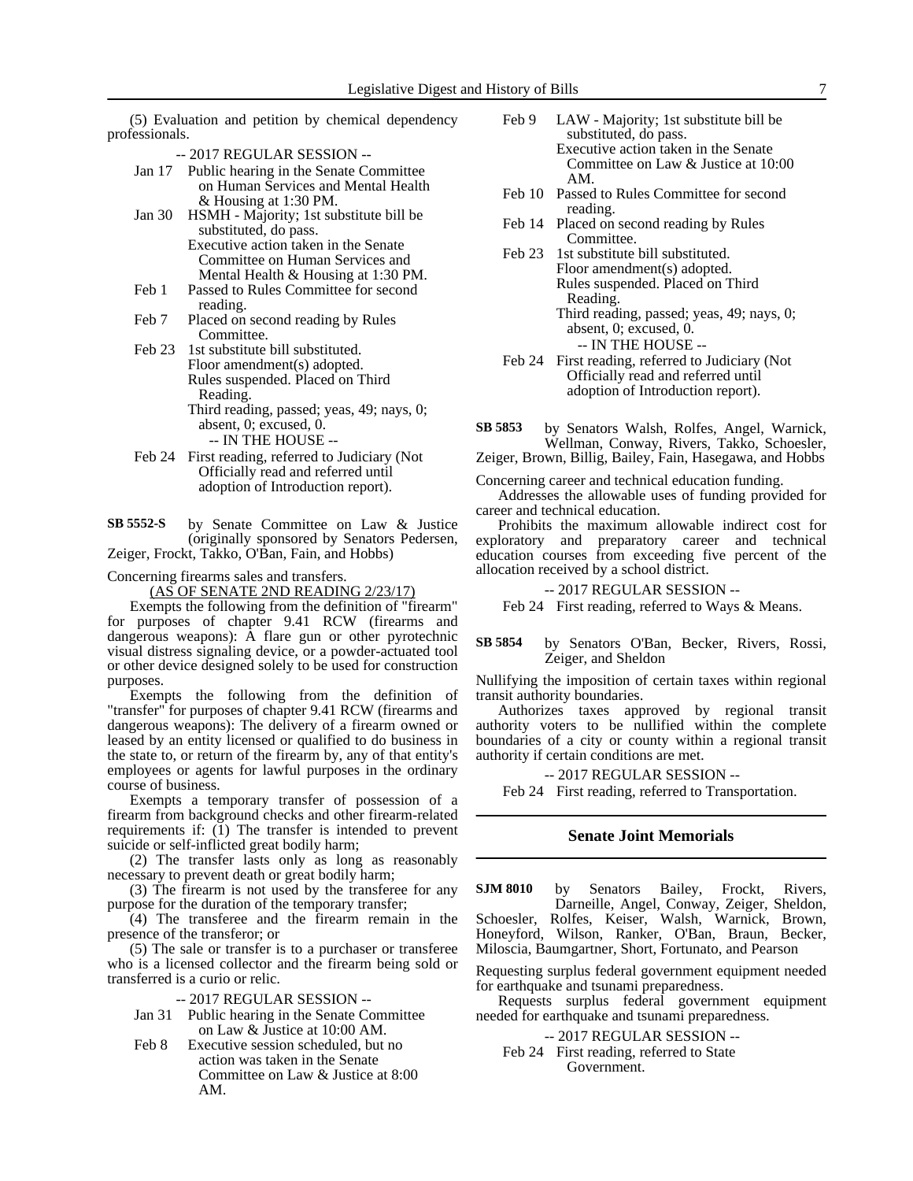(5) Evaluation and petition by chemical dependency professionals.

-- 2017 REGULAR SESSION --

Jan 17 Public hearing in the Senate Committee on Human Services and Mental Health & Housing at 1:30 PM.

Jan 30 HSMH - Majority; 1st substitute bill be substituted, do pass.
Executive action taken in the Senate Committee on Human Services and Mental Health & Housing at 1:30 PM.

Feb 1 Passed to Rules Committee for second reading.

Feb 7 Placed on second reading by Rules Committee.

Feb 23 1st substitute bill substituted.
Floor amendment(s) adopted.
Rules suspended. Placed on Third Reading.
Third reading, passed; yeas, 49; nays, 0; absent, 0; excused, 0.

-- IN THE HOUSE --

Feb 24 First reading, referred to Judiciary (Not Officially read and referred until adoption of Introduction report).

**SB 5552-S** by Senate Committee on Law & Justice (originally sponsored by Senators Pedersen, Zeiger, Frockt, Takko, O'Ban, Fain, and Hobbs)

Concerning firearms sales and transfers.

(AS OF SENATE 2ND READING 2/23/17)

Exempts the following from the definition of "firearm" for purposes of chapter 9.41 RCW (firearms and dangerous weapons): A flare gun or other pyrotechnic visual distress signaling device, or a powder-actuated tool or other device designed solely to be used for construction purposes.

Exempts the following from the definition of "transfer" for purposes of chapter 9.41 RCW (firearms and dangerous weapons): The delivery of a firearm owned or leased by an entity licensed or qualified to do business in the state to, or return of the firearm by, any of that entity's employees or agents for lawful purposes in the ordinary course of business.

Exempts a temporary transfer of possession of a firearm from background checks and other firearm-related requirements if: (1) The transfer is intended to prevent suicide or self-inflicted great bodily harm;

(2) The transfer lasts only as long as reasonably necessary to prevent death or great bodily harm;

(3) The firearm is not used by the transferee for any purpose for the duration of the temporary transfer;

(4) The transferee and the firearm remain in the presence of the transferor; or

(5) The sale or transfer is to a purchaser or transferee who is a licensed collector and the firearm being sold or transferred is a curio or relic.

-- 2017 REGULAR SESSION --

Jan 31 Public hearing in the Senate Committee on Law & Justice at 10:00 AM.

Feb 8 Executive session scheduled, but no action was taken in the Senate Committee on Law & Justice at 8:00 AM.

Feb 9 LAW - Majority; 1st substitute bill be substituted, do pass.
Executive action taken in the Senate Committee on Law & Justice at 10:00 AM.

Feb 10 Passed to Rules Committee for second reading.

Feb 14 Placed on second reading by Rules Committee.

Feb 23 1st substitute bill substituted.
Floor amendment(s) adopted.
Rules suspended. Placed on Third Reading.
Third reading, passed; yeas, 49; nays, 0; absent, 0; excused, 0.

-- IN THE HOUSE --

Feb 24 First reading, referred to Judiciary (Not Officially read and referred until adoption of Introduction report).

**SB 5853** by Senators Walsh, Rolfes, Angel, Warnick, Wellman, Conway, Rivers, Takko, Schoesler, Zeiger, Brown, Billig, Bailey, Fain, Hasegawa, and Hobbs

Concerning career and technical education funding.

Addresses the allowable uses of funding provided for career and technical education.

Prohibits the maximum allowable indirect cost for exploratory and preparatory career and technical education courses from exceeding five percent of the allocation received by a school district.

-- 2017 REGULAR SESSION --

Feb 24 First reading, referred to Ways & Means.

**SB 5854** by Senators O'Ban, Becker, Rivers, Rossi, Zeiger, and Sheldon

Nullifying the imposition of certain taxes within regional transit authority boundaries.

Authorizes taxes approved by regional transit authority voters to be nullified within the complete boundaries of a city or county within a regional transit authority if certain conditions are met.

-- 2017 REGULAR SESSION --

Feb 24 First reading, referred to Transportation.

## Senate Joint Memorials

**SJM 8010** by Senators Bailey, Frockt, Rivers, Darneille, Angel, Conway, Zeiger, Sheldon, Schoesler, Rolfes, Keiser, Walsh, Warnick, Brown, Honeyford, Wilson, Ranker, O'Ban, Braun, Becker, Miloscia, Baumgartner, Short, Fortunato, and Pearson

Requesting surplus federal government equipment needed for earthquake and tsunami preparedness.

Requests surplus federal government equipment needed for earthquake and tsunami preparedness.

-- 2017 REGULAR SESSION --

Feb 24 First reading, referred to State Government.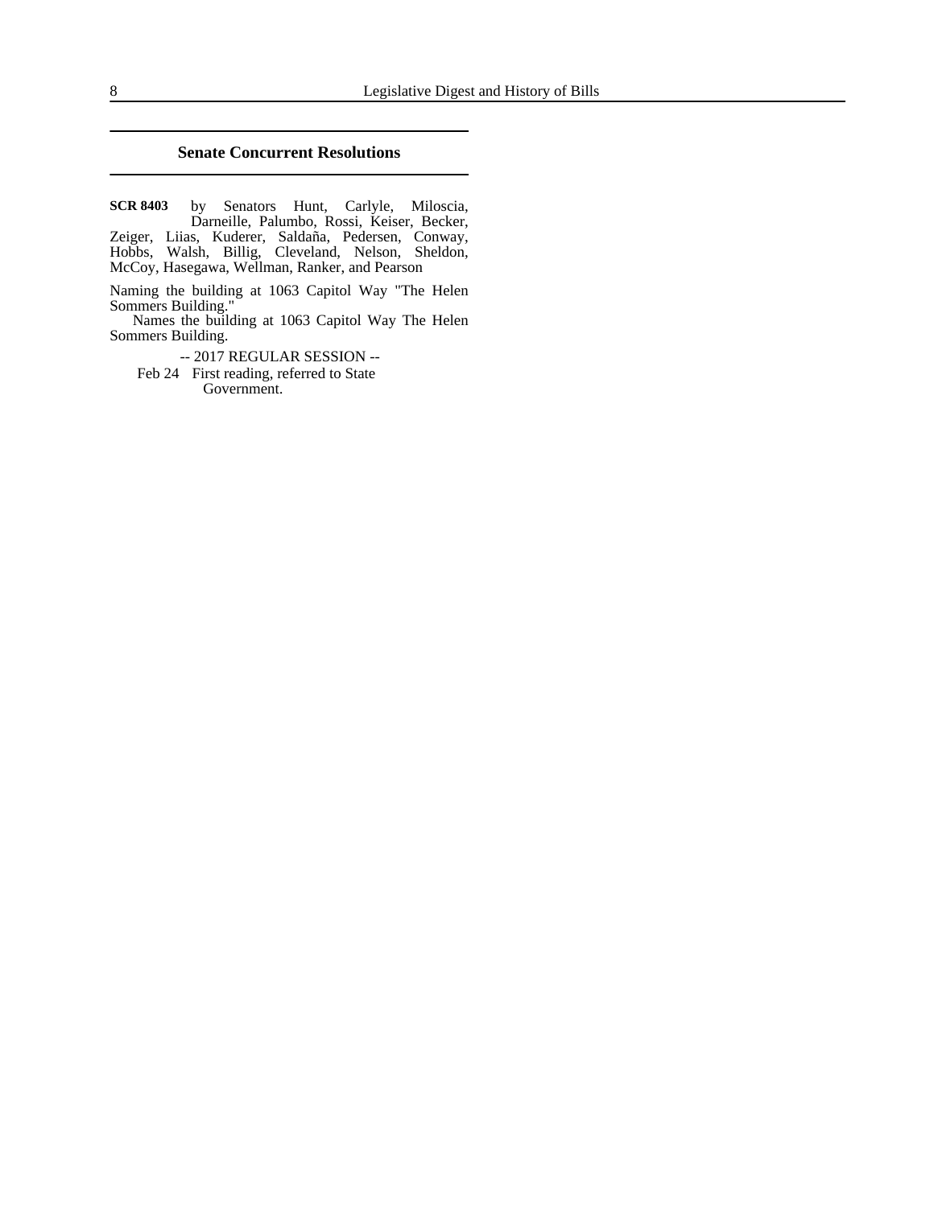## Senate Concurrent Resolutions

**SCR 8403** by Senators Hunt, Carlyle, Miloscia, Darneille, Palumbo, Rossi, Keiser, Becker, Zeiger, Liias, Kuderer, Saldaña, Pedersen, Conway, Hobbs, Walsh, Billig, Cleveland, Nelson, Sheldon, McCoy, Hasegawa, Wellman, Ranker, and Pearson

Naming the building at 1063 Capitol Way "The Helen Sommers Building."

Names the building at 1063 Capitol Way The Helen Sommers Building.

-- 2017 REGULAR SESSION --

Feb 24 First reading, referred to State Government.